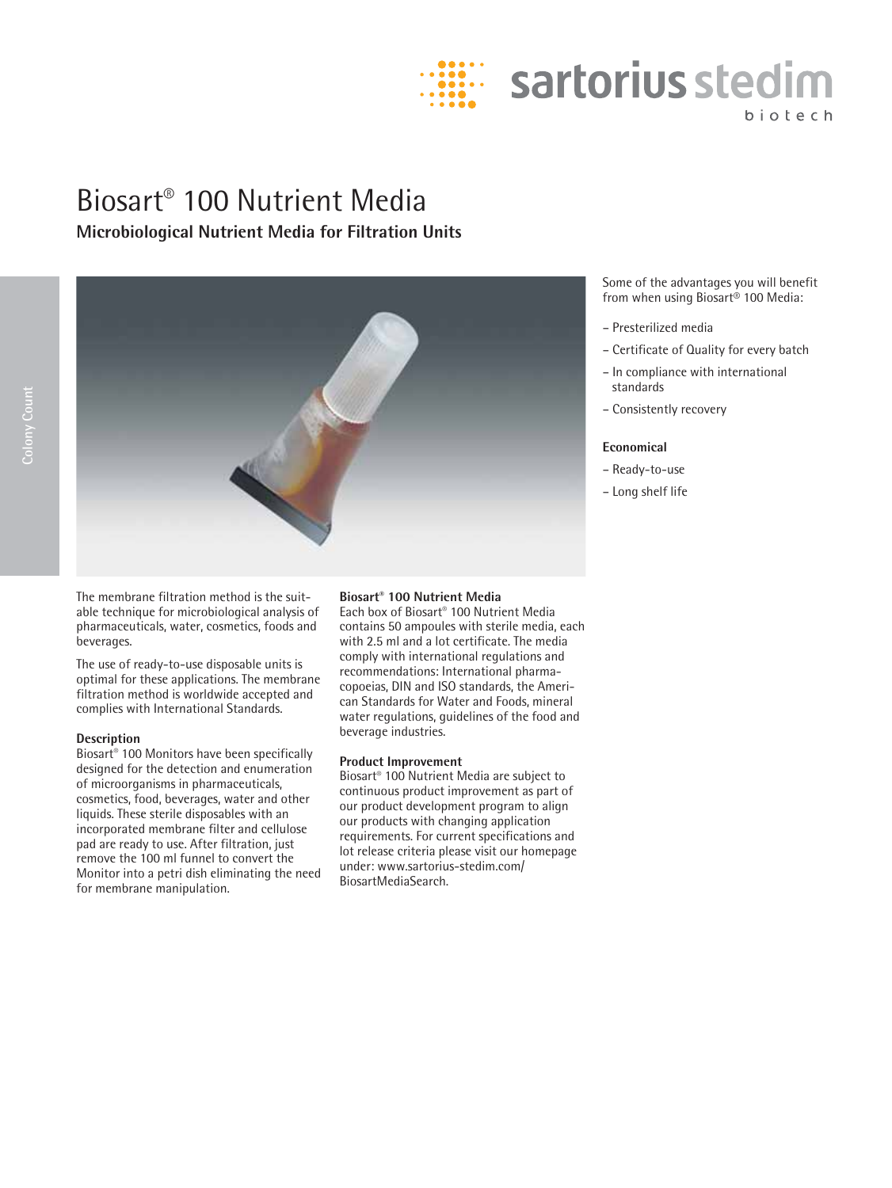# Biosart® 100 Nutrient Media

## Microbiological Nutrient Media for Filtration Units

Colony Count

Some of the advantages you will benefit from when using Biosart® 100 Media:

- Presterilized media
- Certificate of Quality for every batch
- In compliance with international standards
- Consistently recovery

**Economical**

- Ready-to-use
- Long shelf life

The membrane filtration method is the suitable technique for microbiological analysis of pharmaceuticals, water, cosmetics, foods and beverages.

The use of ready-to-use disposable units is optimal for these applications. The membrane filtration method is worldwide accepted and complies with International Standards.

**Description**

Biosart® 100 Monitors have been specifically designed for the detection and enumeration of microorganisms in pharmaceuticals, cosmetics, food, beverages, water and other liquids. These sterile disposables with an incorporated membrane filter and cellulose pad are ready to use. After filtration, just remove the 100 ml funnel to convert the Monitor into a petri dish eliminating the need for membrane manipulation.

**Biosart® 100 Nutrient Media**

Each box of Biosart® 100 Nutrient Media contains 50 ampoules with sterile media, each with 2.5 ml and a lot certificate. The media comply with international regulations and recommendations: International pharmacopoeias, DIN and ISO standards, the American Standards for Water and Foods, mineral water regulations, guidelines of the food and beverage industries.

**Product Improvement**

Biosart® 100 Nutrient Media are subject to continuous product improvement as part of our product development program to align our products with changing application requirements. For current specifications and lot release criteria please visit our homepage under: www.sartorius-stedim.com/BiosartMediaSearch.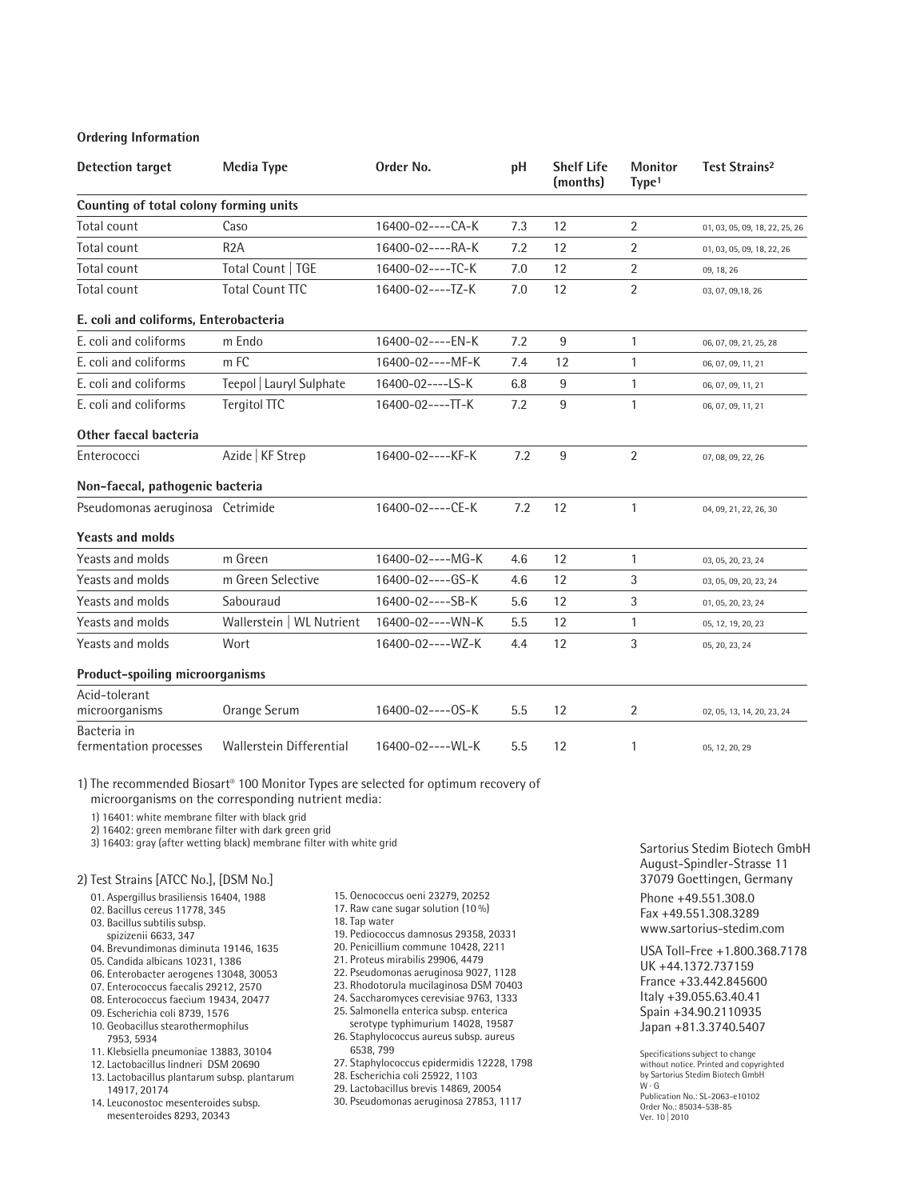**Ordering Information**

| Detection target | Media Type | Order No. | pH | Shelf Life (months) | Monitor Type[1] | Test Strains[2] |
|---|---|---|---|---|---|---|
| **Counting of total colony forming units** | | | | | | |
| Total count | Caso | 16400-02----CA-K | 7.3 | 12 | 2 | 01, 03, 05, 09, 18, 22, 25, 26 |
| Total count | R2A | 16400-02----RA-K | 7.2 | 12 | 2 | 01, 03, 05, 09, 18, 22, 26 |
| Total count | Total Count \| TGE | 16400-02----TC-K | 7.0 | 12 | 2 | 09, 18, 26 |
| Total count | Total Count TTC | 16400-02----TZ-K | 7.0 | 12 | 2 | 03, 07, 09,18, 26 |
| **E. coli and coliforms, Enterobacteria** | | | | | | |
| E. coli and coliforms | m Endo | 16400-02----EN-K | 7.2 | 9 | 1 | 06, 07, 09, 21, 25, 28 |
| E. coli and coliforms | m FC | 16400-02----MF-K | 7.4 | 12 | 1 | 06, 07, 09, 11, 21 |
| E. coli and coliforms | Teepol \| Lauryl Sulphate | 16400-02----LS-K | 6.8 | 9 | 1 | 06, 07, 09, 11, 21 |
| E. coli and coliforms | Tergitol TTC | 16400-02----TT-K | 7.2 | 9 | 1 | 06, 07, 09, 11, 21 |
| **Other faecal bacteria** | | | | | | |
| Enterococci | Azide \| KF Strep | 16400-02----KF-K | 7.2 | 9 | 2 | 07, 08, 09, 22, 26 |
| **Non-faecal, pathogenic bacteria** | | | | | | |
| Pseudomonas aeruginosa | Cetrimide | 16400-02----CE-K | 7.2 | 12 | 1 | 04, 09, 21, 22, 26, 30 |
| **Yeasts and molds** | | | | | | |
| Yeasts and molds | m Green | 16400-02----MG-K | 4.6 | 12 | 1 | 03, 05, 20, 23, 24 |
| Yeasts and molds | m Green Selective | 16400-02----GS-K | 4.6 | 12 | 3 | 03, 05, 09, 20, 23, 24 |
| Yeasts and molds | Sabouraud | 16400-02----SB-K | 5.6 | 12 | 3 | 01, 05, 20, 23, 24 |
| Yeasts and molds | Wallerstein \| WL Nutrient | 16400-02----WN-K | 5.5 | 12 | 1 | 05, 12, 19, 20, 23 |
| Yeasts and molds | Wort | 16400-02----WZ-K | 4.4 | 12 | 3 | 05, 20, 23, 24 |
| **Product-spoiling microorganisms** | | | | | | |
| Acid-tolerant microorganisms | Orange Serum | 16400-02----OS-K | 5.5 | 12 | 2 | 02, 05, 13, 14, 20, 23, 24 |
| Bacteria in fermentation processes | Wallerstein Differential | 16400-02----WL-K | 5.5 | 12 | 1 | 05, 12, 20, 29 |

1) The recommended Biosart® 100 Monitor Types are selected for optimum recovery of microorganisms on the corresponding nutrient media:

1) 16401: white membrane filter with black grid
2) 16402: green membrane filter with dark green grid
3) 16403: gray (after wetting black) membrane filter with white grid

2) Test Strains [ATCC No.], [DSM No.]

01. Aspergillus brasiliensis 16404, 1988
02. Bacillus cereus 11778, 345
03. Bacillus subtilis subsp. spizizenii 6633, 347
04. Brevundimonas diminuta 19146, 1635
05. Candida albicans 10231, 1386
06. Enterobacter aerogenes 13048, 30053
07. Enterococcus faecalis 29212, 2570
08. Enterococcus faecium 19434, 20477
09. Escherichia coli 8739, 1576
10. Geobacillus stearothermophilus 7953, 5934
11. Klebsiella pneumoniae 13883, 30104
12. Lactobacillus lindneri DSM 20690
13. Lactobacillus plantarum subsp. plantarum 14917, 20174
14. Leuconostoc mesenteroides subsp. mesenteroides 8293, 20343
15. Oenococcus oeni 23279, 20252
17. Raw cane sugar solution (10 %)
18. Tap water
19. Pediococcus damnosus 29358, 20331
20. Penicillium commune 10428, 2211
21. Proteus mirabilis 29906, 4479
22. Pseudomonas aeruginosa 9027, 1128
23. Rhodotorula mucilaginosa DSM 70403
24. Saccharomyces cerevisiae 9763, 1333
25. Salmonella enterica subsp. enterica serotype typhimurium 14028, 19587
26. Staphylococcus aureus subsp. aureus 6538, 799
27. Staphylococcus epidermidis 12228, 1798
28. Escherichia coli 25922, 1103
29. Lactobacillus brevis 14869, 20054
30. Pseudomonas aeruginosa 27853, 1117

Sartorius Stedim Biotech GmbH
August-Spindler-Strasse 11
37079 Goettingen, Germany

Phone +49.551.308.0
Fax +49.551.308.3289
www.sartorius-stedim.com

USA Toll-Free +1.800.368.7178
UK +44.1372.737159
France +33.442.845600
Italy +39.055.63.40.41
Spain +34.90.2110935
Japan +81.3.3740.5407

Specifications subject to change without notice. Printed and copyrighted by Sartorius Stedim Biotech GmbH
W · G
Publication No.: SL-2063-e10102
Order No.: 85034-538-85
Ver. 10 | 2010